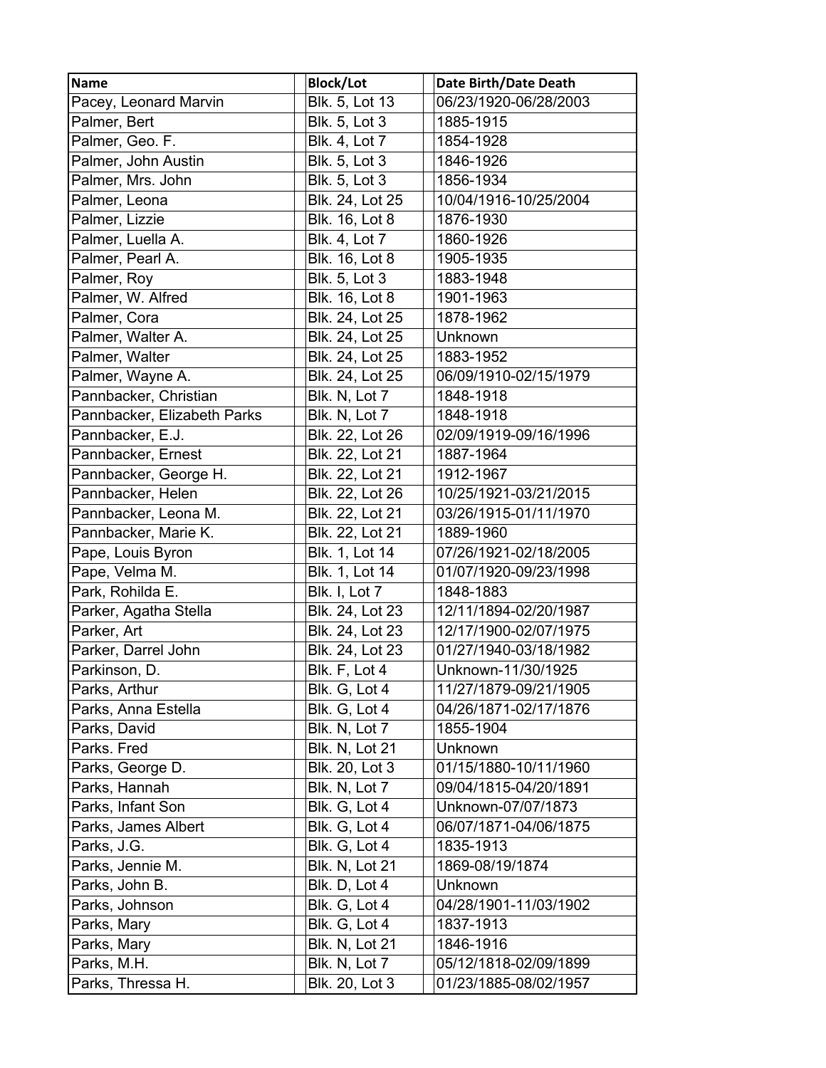| Name | Block/Lot | Date Birth/Date Death |
|---|---|---|
| Pacey, Leonard Marvin | Blk. 5, Lot 13 | 06/23/1920-06/28/2003 |
| Palmer, Bert | Blk. 5, Lot 3 | 1885-1915 |
| Palmer, Geo. F. | Blk. 4, Lot 7 | 1854-1928 |
| Palmer, John Austin | Blk. 5, Lot 3 | 1846-1926 |
| Palmer, Mrs. John | Blk. 5, Lot 3 | 1856-1934 |
| Palmer, Leona | Blk. 24, Lot 25 | 10/04/1916-10/25/2004 |
| Palmer, Lizzie | Blk. 16, Lot 8 | 1876-1930 |
| Palmer, Luella A. | Blk. 4, Lot 7 | 1860-1926 |
| Palmer, Pearl A. | Blk. 16, Lot 8 | 1905-1935 |
| Palmer, Roy | Blk. 5, Lot 3 | 1883-1948 |
| Palmer, W. Alfred | Blk. 16, Lot 8 | 1901-1963 |
| Palmer, Cora | Blk. 24, Lot 25 | 1878-1962 |
| Palmer, Walter A. | Blk. 24, Lot 25 | Unknown |
| Palmer, Walter | Blk. 24, Lot 25 | 1883-1952 |
| Palmer, Wayne A. | Blk. 24, Lot 25 | 06/09/1910-02/15/1979 |
| Pannbacker, Christian | Blk. N, Lot 7 | 1848-1918 |
| Pannbacker, Elizabeth Parks | Blk. N, Lot 7 | 1848-1918 |
| Pannbacker, E.J. | Blk. 22, Lot 26 | 02/09/1919-09/16/1996 |
| Pannbacker, Ernest | Blk. 22, Lot 21 | 1887-1964 |
| Pannbacker, George H. | Blk. 22, Lot 21 | 1912-1967 |
| Pannbacker, Helen | Blk. 22, Lot 26 | 10/25/1921-03/21/2015 |
| Pannbacker, Leona M. | Blk. 22, Lot 21 | 03/26/1915-01/11/1970 |
| Pannbacker, Marie K. | Blk. 22, Lot 21 | 1889-1960 |
| Pape, Louis Byron | Blk. 1, Lot 14 | 07/26/1921-02/18/2005 |
| Pape, Velma M. | Blk. 1, Lot 14 | 01/07/1920-09/23/1998 |
| Park, Rohilda E. | Blk. I, Lot 7 | 1848-1883 |
| Parker, Agatha Stella | Blk. 24, Lot 23 | 12/11/1894-02/20/1987 |
| Parker, Art | Blk. 24, Lot 23 | 12/17/1900-02/07/1975 |
| Parker, Darrel John | Blk. 24, Lot 23 | 01/27/1940-03/18/1982 |
| Parkinson, D. | Blk. F, Lot 4 | Unknown-11/30/1925 |
| Parks, Arthur | Blk. G, Lot 4 | 11/27/1879-09/21/1905 |
| Parks, Anna Estella | Blk. G, Lot 4 | 04/26/1871-02/17/1876 |
| Parks, David | Blk. N, Lot 7 | 1855-1904 |
| Parks. Fred | Blk. N, Lot 21 | Unknown |
| Parks, George D. | Blk. 20, Lot 3 | 01/15/1880-10/11/1960 |
| Parks, Hannah | Blk. N, Lot 7 | 09/04/1815-04/20/1891 |
| Parks, Infant Son | Blk. G, Lot 4 | Unknown-07/07/1873 |
| Parks, James Albert | Blk. G, Lot 4 | 06/07/1871-04/06/1875 |
| Parks, J.G. | Blk. G, Lot 4 | 1835-1913 |
| Parks, Jennie M. | Blk. N, Lot 21 | 1869-08/19/1874 |
| Parks, John B. | Blk. D, Lot 4 | Unknown |
| Parks, Johnson | Blk. G, Lot 4 | 04/28/1901-11/03/1902 |
| Parks, Mary | Blk. G, Lot 4 | 1837-1913 |
| Parks, Mary | Blk. N, Lot 21 | 1846-1916 |
| Parks, M.H. | Blk. N, Lot 7 | 05/12/1818-02/09/1899 |
| Parks, Thressa H. | Blk. 20, Lot 3 | 01/23/1885-08/02/1957 |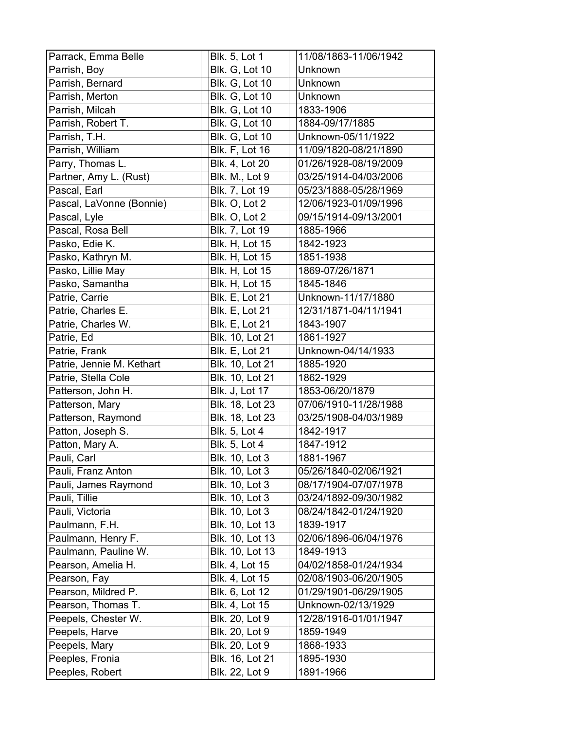| | | |
|---|---|---|
| Parrack, Emma Belle | Blk. 5, Lot 1 | 11/08/1863-11/06/1942 |
| Parrish, Boy | Blk. G, Lot 10 | Unknown |
| Parrish, Bernard | Blk. G, Lot 10 | Unknown |
| Parrish, Merton | Blk. G, Lot 10 | Unknown |
| Parrish, Milcah | Blk. G, Lot 10 | 1833-1906 |
| Parrish, Robert T. | Blk. G, Lot 10 | 1884-09/17/1885 |
| Parrish, T.H. | Blk. G, Lot 10 | Unknown-05/11/1922 |
| Parrish, William | Blk. F, Lot 16 | 11/09/1820-08/21/1890 |
| Parry, Thomas L. | Blk. 4, Lot 20 | 01/26/1928-08/19/2009 |
| Partner, Amy L. (Rust) | Blk. M., Lot 9 | 03/25/1914-04/03/2006 |
| Pascal, Earl | Blk. 7, Lot 19 | 05/23/1888-05/28/1969 |
| Pascal, LaVonne (Bonnie) | Blk. O, Lot 2 | 12/06/1923-01/09/1996 |
| Pascal, Lyle | Blk. O, Lot 2 | 09/15/1914-09/13/2001 |
| Pascal, Rosa Bell | Blk. 7, Lot 19 | 1885-1966 |
| Pasko, Edie K. | Blk. H, Lot 15 | 1842-1923 |
| Pasko, Kathryn M. | Blk. H, Lot 15 | 1851-1938 |
| Pasko, Lillie May | Blk. H, Lot 15 | 1869-07/26/1871 |
| Pasko, Samantha | Blk. H, Lot 15 | 1845-1846 |
| Patrie, Carrie | Blk. E, Lot 21 | Unknown-11/17/1880 |
| Patrie, Charles E. | Blk. E, Lot 21 | 12/31/1871-04/11/1941 |
| Patrie, Charles W. | Blk. E, Lot 21 | 1843-1907 |
| Patrie, Ed | Blk. 10, Lot 21 | 1861-1927 |
| Patrie, Frank | Blk. E, Lot 21 | Unknown-04/14/1933 |
| Patrie, Jennie M. Kethart | Blk. 10, Lot 21 | 1885-1920 |
| Patrie, Stella Cole | Blk. 10, Lot 21 | 1862-1929 |
| Patterson, John H. | Blk. J, Lot 17 | 1853-06/20/1879 |
| Patterson, Mary | Blk. 18, Lot 23 | 07/06/1910-11/28/1988 |
| Patterson, Raymond | Blk. 18, Lot 23 | 03/25/1908-04/03/1989 |
| Patton, Joseph S. | Blk. 5, Lot 4 | 1842-1917 |
| Patton, Mary A. | Blk. 5, Lot 4 | 1847-1912 |
| Pauli, Carl | Blk. 10, Lot 3 | 1881-1967 |
| Pauli, Franz Anton | Blk. 10, Lot 3 | 05/26/1840-02/06/1921 |
| Pauli, James Raymond | Blk. 10, Lot 3 | 08/17/1904-07/07/1978 |
| Pauli, Tillie | Blk. 10, Lot 3 | 03/24/1892-09/30/1982 |
| Pauli, Victoria | Blk. 10, Lot 3 | 08/24/1842-01/24/1920 |
| Paulmann, F.H. | Blk. 10, Lot 13 | 1839-1917 |
| Paulmann, Henry F. | Blk. 10, Lot 13 | 02/06/1896-06/04/1976 |
| Paulmann, Pauline W. | Blk. 10, Lot 13 | 1849-1913 |
| Pearson, Amelia H. | Blk. 4, Lot 15 | 04/02/1858-01/24/1934 |
| Pearson, Fay | Blk. 4, Lot 15 | 02/08/1903-06/20/1905 |
| Pearson, Mildred P. | Blk. 6, Lot 12 | 01/29/1901-06/29/1905 |
| Pearson, Thomas T. | Blk. 4, Lot 15 | Unknown-02/13/1929 |
| Peepels, Chester W. | Blk. 20, Lot 9 | 12/28/1916-01/01/1947 |
| Peepels, Harve | Blk. 20, Lot 9 | 1859-1949 |
| Peepels, Mary | Blk. 20, Lot 9 | 1868-1933 |
| Peeples, Fronia | Blk. 16, Lot 21 | 1895-1930 |
| Peeples, Robert | Blk. 22, Lot 9 | 1891-1966 |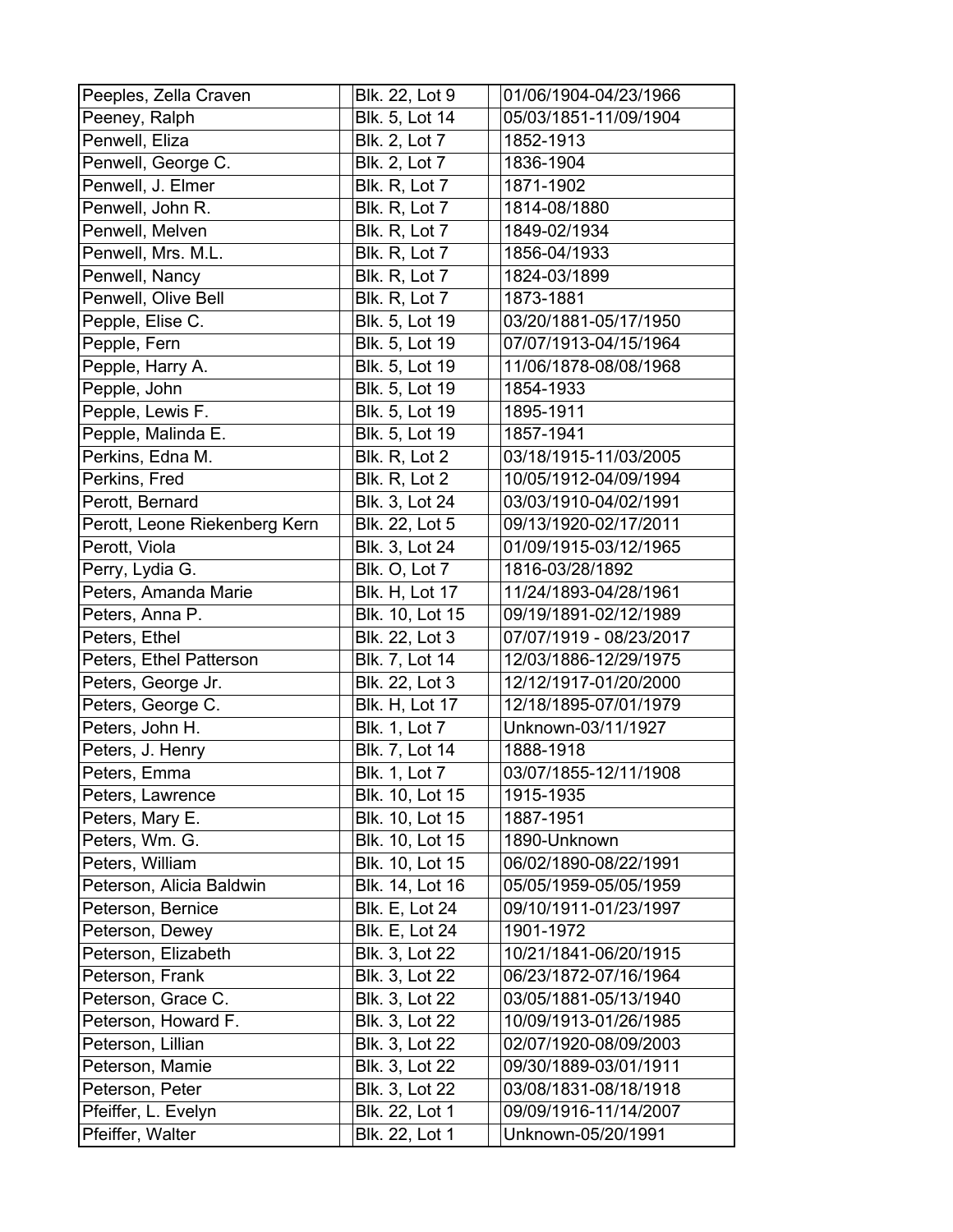| | | |
|---|---|---|
| Peeples, Zella Craven | Blk. 22, Lot 9 | 01/06/1904-04/23/1966 |
| Peeney, Ralph | Blk. 5, Lot 14 | 05/03/1851-11/09/1904 |
| Penwell, Eliza | Blk. 2, Lot 7 | 1852-1913 |
| Penwell, George C. | Blk. 2, Lot 7 | 1836-1904 |
| Penwell, J. Elmer | Blk. R, Lot 7 | 1871-1902 |
| Penwell, John R. | Blk. R, Lot 7 | 1814-08/1880 |
| Penwell, Melven | Blk. R, Lot 7 | 1849-02/1934 |
| Penwell, Mrs. M.L. | Blk. R, Lot 7 | 1856-04/1933 |
| Penwell, Nancy | Blk. R, Lot 7 | 1824-03/1899 |
| Penwell, Olive Bell | Blk. R, Lot 7 | 1873-1881 |
| Pepple, Elise C. | Blk. 5, Lot 19 | 03/20/1881-05/17/1950 |
| Pepple, Fern | Blk. 5, Lot 19 | 07/07/1913-04/15/1964 |
| Pepple, Harry A. | Blk. 5, Lot 19 | 11/06/1878-08/08/1968 |
| Pepple, John | Blk. 5, Lot 19 | 1854-1933 |
| Pepple, Lewis F. | Blk. 5, Lot 19 | 1895-1911 |
| Pepple, Malinda E. | Blk. 5, Lot 19 | 1857-1941 |
| Perkins, Edna M. | Blk. R, Lot 2 | 03/18/1915-11/03/2005 |
| Perkins, Fred | Blk. R, Lot 2 | 10/05/1912-04/09/1994 |
| Perott, Bernard | Blk. 3, Lot 24 | 03/03/1910-04/02/1991 |
| Perott, Leone Riekenberg Kern | Blk. 22, Lot 5 | 09/13/1920-02/17/2011 |
| Perott, Viola | Blk. 3, Lot 24 | 01/09/1915-03/12/1965 |
| Perry, Lydia G. | Blk. O, Lot 7 | 1816-03/28/1892 |
| Peters, Amanda Marie | Blk. H, Lot 17 | 11/24/1893-04/28/1961 |
| Peters, Anna P. | Blk. 10, Lot 15 | 09/19/1891-02/12/1989 |
| Peters, Ethel | Blk. 22, Lot 3 | 07/07/1919 - 08/23/2017 |
| Peters, Ethel Patterson | Blk. 7, Lot 14 | 12/03/1886-12/29/1975 |
| Peters, George Jr. | Blk. 22, Lot 3 | 12/12/1917-01/20/2000 |
| Peters, George C. | Blk. H, Lot 17 | 12/18/1895-07/01/1979 |
| Peters, John H. | Blk. 1, Lot 7 | Unknown-03/11/1927 |
| Peters, J. Henry | Blk. 7, Lot 14 | 1888-1918 |
| Peters, Emma | Blk. 1, Lot 7 | 03/07/1855-12/11/1908 |
| Peters, Lawrence | Blk. 10, Lot 15 | 1915-1935 |
| Peters, Mary E. | Blk. 10, Lot 15 | 1887-1951 |
| Peters, Wm. G. | Blk. 10, Lot 15 | 1890-Unknown |
| Peters, William | Blk. 10, Lot 15 | 06/02/1890-08/22/1991 |
| Peterson, Alicia Baldwin | Blk. 14, Lot 16 | 05/05/1959-05/05/1959 |
| Peterson, Bernice | Blk. E, Lot 24 | 09/10/1911-01/23/1997 |
| Peterson, Dewey | Blk. E, Lot 24 | 1901-1972 |
| Peterson, Elizabeth | Blk. 3, Lot 22 | 10/21/1841-06/20/1915 |
| Peterson, Frank | Blk. 3, Lot 22 | 06/23/1872-07/16/1964 |
| Peterson, Grace C. | Blk. 3, Lot 22 | 03/05/1881-05/13/1940 |
| Peterson, Howard F. | Blk. 3, Lot 22 | 10/09/1913-01/26/1985 |
| Peterson, Lillian | Blk. 3, Lot 22 | 02/07/1920-08/09/2003 |
| Peterson, Mamie | Blk. 3, Lot 22 | 09/30/1889-03/01/1911 |
| Peterson, Peter | Blk. 3, Lot 22 | 03/08/1831-08/18/1918 |
| Pfeiffer, L. Evelyn | Blk. 22, Lot 1 | 09/09/1916-11/14/2007 |
| Pfeiffer, Walter | Blk. 22, Lot 1 | Unknown-05/20/1991 |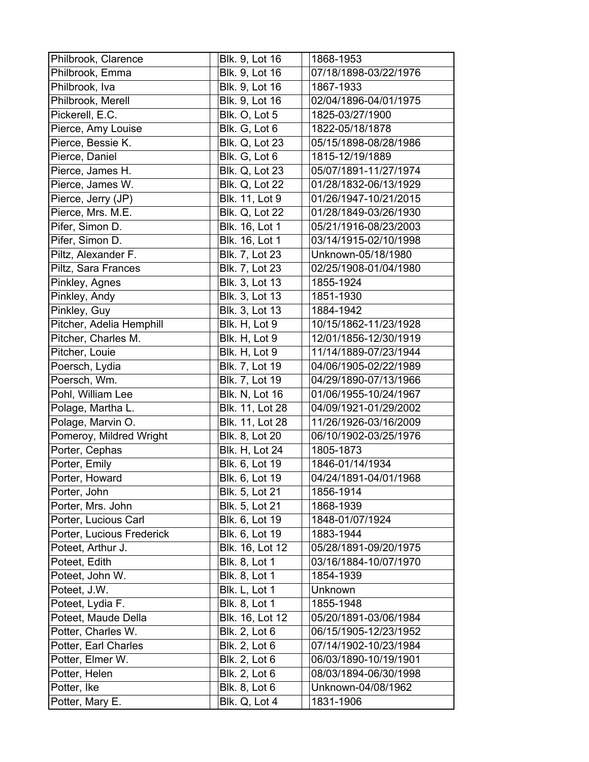| | | |
|---|---|---|
| Philbrook, Clarence | Blk. 9, Lot 16 | 1868-1953 |
| Philbrook, Emma | Blk. 9, Lot 16 | 07/18/1898-03/22/1976 |
| Philbrook, Iva | Blk. 9, Lot 16 | 1867-1933 |
| Philbrook, Merell | Blk. 9, Lot 16 | 02/04/1896-04/01/1975 |
| Pickerell, E.C. | Blk. O, Lot 5 | 1825-03/27/1900 |
| Pierce, Amy Louise | Blk. G, Lot 6 | 1822-05/18/1878 |
| Pierce, Bessie K. | Blk. Q, Lot 23 | 05/15/1898-08/28/1986 |
| Pierce, Daniel | Blk. G, Lot 6 | 1815-12/19/1889 |
| Pierce, James H. | Blk. Q, Lot 23 | 05/07/1891-11/27/1974 |
| Pierce, James W. | Blk. Q, Lot 22 | 01/28/1832-06/13/1929 |
| Pierce, Jerry (JP) | Blk. 11, Lot 9 | 01/26/1947-10/21/2015 |
| Pierce, Mrs. M.E. | Blk. Q, Lot 22 | 01/28/1849-03/26/1930 |
| Pifer, Simon D. | Blk. 16, Lot 1 | 05/21/1916-08/23/2003 |
| Pifer, Simon D. | Blk. 16, Lot 1 | 03/14/1915-02/10/1998 |
| Piltz, Alexander F. | Blk. 7, Lot 23 | Unknown-05/18/1980 |
| Piltz, Sara Frances | Blk. 7, Lot 23 | 02/25/1908-01/04/1980 |
| Pinkley, Agnes | Blk. 3, Lot 13 | 1855-1924 |
| Pinkley, Andy | Blk. 3, Lot 13 | 1851-1930 |
| Pinkley, Guy | Blk. 3, Lot 13 | 1884-1942 |
| Pitcher, Adelia Hemphill | Blk. H, Lot 9 | 10/15/1862-11/23/1928 |
| Pitcher, Charles M. | Blk. H, Lot 9 | 12/01/1856-12/30/1919 |
| Pitcher, Louie | Blk. H, Lot 9 | 11/14/1889-07/23/1944 |
| Poersch, Lydia | Blk. 7, Lot 19 | 04/06/1905-02/22/1989 |
| Poersch, Wm. | Blk. 7, Lot 19 | 04/29/1890-07/13/1966 |
| Pohl, William Lee | Blk. N, Lot 16 | 01/06/1955-10/24/1967 |
| Polage, Martha L. | Blk. 11, Lot 28 | 04/09/1921-01/29/2002 |
| Polage, Marvin O. | Blk. 11, Lot 28 | 11/26/1926-03/16/2009 |
| Pomeroy, Mildred Wright | Blk. 8, Lot 20 | 06/10/1902-03/25/1976 |
| Porter, Cephas | Blk. H, Lot 24 | 1805-1873 |
| Porter, Emily | Blk. 6, Lot 19 | 1846-01/14/1934 |
| Porter, Howard | Blk. 6, Lot 19 | 04/24/1891-04/01/1968 |
| Porter, John | Blk. 5, Lot 21 | 1856-1914 |
| Porter, Mrs. John | Blk. 5, Lot 21 | 1868-1939 |
| Porter, Lucious Carl | Blk. 6, Lot 19 | 1848-01/07/1924 |
| Porter, Lucious Frederick | Blk. 6, Lot 19 | 1883-1944 |
| Poteet, Arthur J. | Blk. 16, Lot 12 | 05/28/1891-09/20/1975 |
| Poteet, Edith | Blk. 8, Lot 1 | 03/16/1884-10/07/1970 |
| Poteet, John W. | Blk. 8, Lot 1 | 1854-1939 |
| Poteet, J.W. | Blk. L, Lot 1 | Unknown |
| Poteet, Lydia F. | Blk. 8, Lot 1 | 1855-1948 |
| Poteet, Maude Della | Blk. 16, Lot 12 | 05/20/1891-03/06/1984 |
| Potter, Charles W. | Blk. 2, Lot 6 | 06/15/1905-12/23/1952 |
| Potter, Earl Charles | Blk. 2, Lot 6 | 07/14/1902-10/23/1984 |
| Potter, Elmer W. | Blk. 2, Lot 6 | 06/03/1890-10/19/1901 |
| Potter, Helen | Blk. 2, Lot 6 | 08/03/1894-06/30/1998 |
| Potter, Ike | Blk. 8, Lot 6 | Unknown-04/08/1962 |
| Potter, Mary E. | Blk. Q, Lot 4 | 1831-1906 |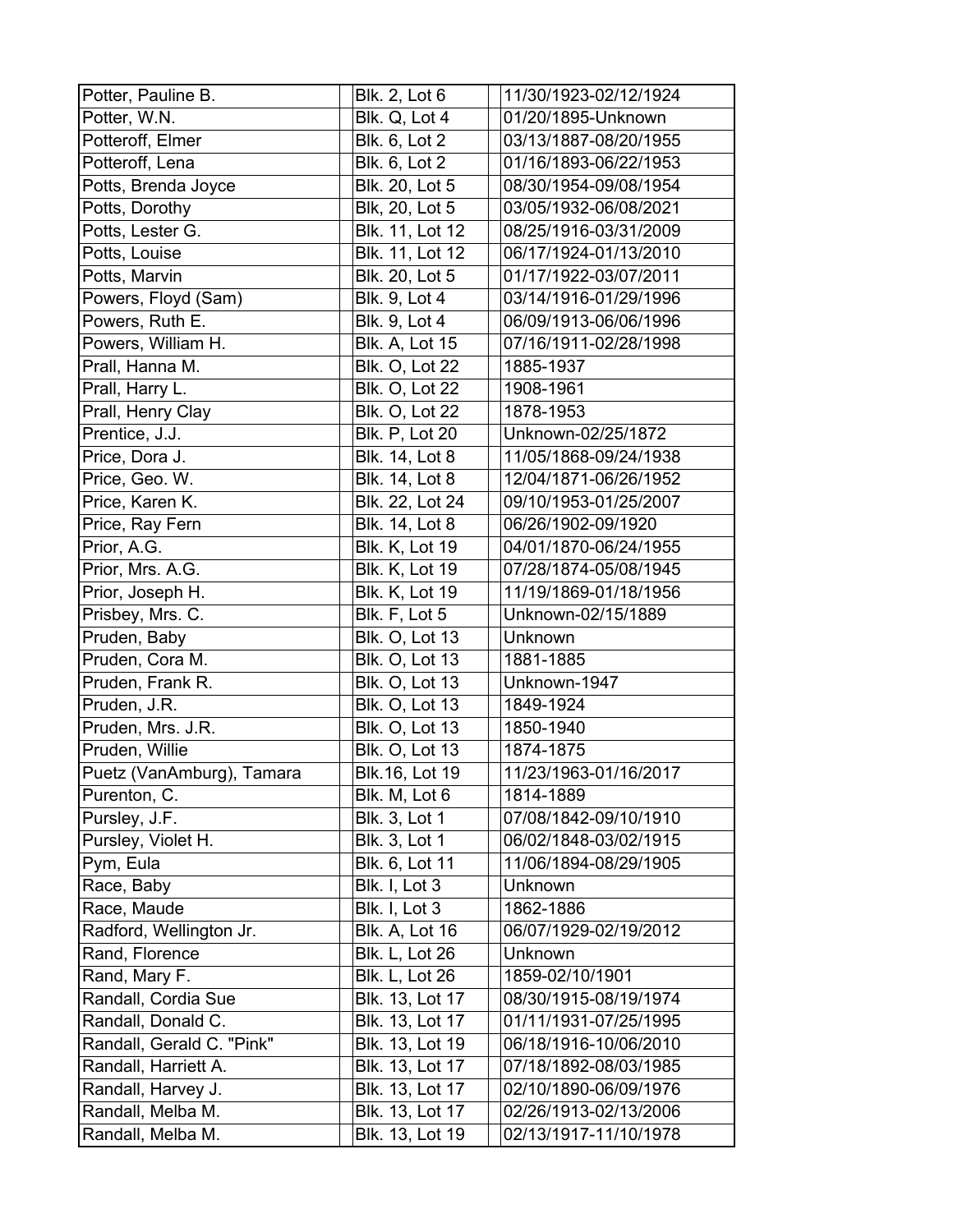| | | |
|---|---|---|
| Potter, Pauline B. | Blk. 2, Lot 6 | 11/30/1923-02/12/1924 |
| Potter, W.N. | Blk. Q, Lot 4 | 01/20/1895-Unknown |
| Potteroff, Elmer | Blk. 6, Lot 2 | 03/13/1887-08/20/1955 |
| Potteroff, Lena | Blk. 6, Lot 2 | 01/16/1893-06/22/1953 |
| Potts, Brenda Joyce | Blk. 20, Lot 5 | 08/30/1954-09/08/1954 |
| Potts, Dorothy | Blk, 20, Lot 5 | 03/05/1932-06/08/2021 |
| Potts, Lester G. | Blk. 11, Lot 12 | 08/25/1916-03/31/2009 |
| Potts, Louise | Blk. 11, Lot 12 | 06/17/1924-01/13/2010 |
| Potts, Marvin | Blk. 20, Lot 5 | 01/17/1922-03/07/2011 |
| Powers, Floyd (Sam) | Blk. 9, Lot 4 | 03/14/1916-01/29/1996 |
| Powers, Ruth E. | Blk. 9, Lot 4 | 06/09/1913-06/06/1996 |
| Powers, William H. | Blk. A, Lot 15 | 07/16/1911-02/28/1998 |
| Prall, Hanna M. | Blk. O, Lot 22 | 1885-1937 |
| Prall, Harry L. | Blk. O, Lot 22 | 1908-1961 |
| Prall, Henry Clay | Blk. O, Lot 22 | 1878-1953 |
| Prentice, J.J. | Blk. P, Lot 20 | Unknown-02/25/1872 |
| Price, Dora J. | Blk. 14, Lot 8 | 11/05/1868-09/24/1938 |
| Price, Geo. W. | Blk. 14, Lot 8 | 12/04/1871-06/26/1952 |
| Price, Karen K. | Blk. 22, Lot 24 | 09/10/1953-01/25/2007 |
| Price, Ray Fern | Blk. 14, Lot 8 | 06/26/1902-09/1920 |
| Prior, A.G. | Blk. K, Lot 19 | 04/01/1870-06/24/1955 |
| Prior, Mrs. A.G. | Blk. K, Lot 19 | 07/28/1874-05/08/1945 |
| Prior, Joseph H. | Blk. K, Lot 19 | 11/19/1869-01/18/1956 |
| Prisbey, Mrs. C. | Blk. F, Lot 5 | Unknown-02/15/1889 |
| Pruden, Baby | Blk. O, Lot 13 | Unknown |
| Pruden, Cora M. | Blk. O, Lot 13 | 1881-1885 |
| Pruden, Frank R. | Blk. O, Lot 13 | Unknown-1947 |
| Pruden, J.R. | Blk. O, Lot 13 | 1849-1924 |
| Pruden, Mrs. J.R. | Blk. O, Lot 13 | 1850-1940 |
| Pruden, Willie | Blk. O, Lot 13 | 1874-1875 |
| Puetz (VanAmburg), Tamara | Blk.16, Lot 19 | 11/23/1963-01/16/2017 |
| Purenton, C. | Blk. M, Lot 6 | 1814-1889 |
| Pursley, J.F. | Blk. 3, Lot 1 | 07/08/1842-09/10/1910 |
| Pursley, Violet H. | Blk. 3, Lot 1 | 06/02/1848-03/02/1915 |
| Pym, Eula | Blk. 6, Lot 11 | 11/06/1894-08/29/1905 |
| Race, Baby | Blk. I, Lot 3 | Unknown |
| Race, Maude | Blk. I, Lot 3 | 1862-1886 |
| Radford, Wellington Jr. | Blk. A, Lot 16 | 06/07/1929-02/19/2012 |
| Rand, Florence | Blk. L, Lot 26 | Unknown |
| Rand, Mary F. | Blk. L, Lot 26 | 1859-02/10/1901 |
| Randall, Cordia Sue | Blk. 13, Lot 17 | 08/30/1915-08/19/1974 |
| Randall, Donald C. | Blk. 13, Lot 17 | 01/11/1931-07/25/1995 |
| Randall, Gerald C. "Pink" | Blk. 13, Lot 19 | 06/18/1916-10/06/2010 |
| Randall, Harriett A. | Blk. 13, Lot 17 | 07/18/1892-08/03/1985 |
| Randall, Harvey J. | Blk. 13, Lot 17 | 02/10/1890-06/09/1976 |
| Randall, Melba M. | Blk. 13, Lot 17 | 02/26/1913-02/13/2006 |
| Randall, Melba M. | Blk. 13, Lot 19 | 02/13/1917-11/10/1978 |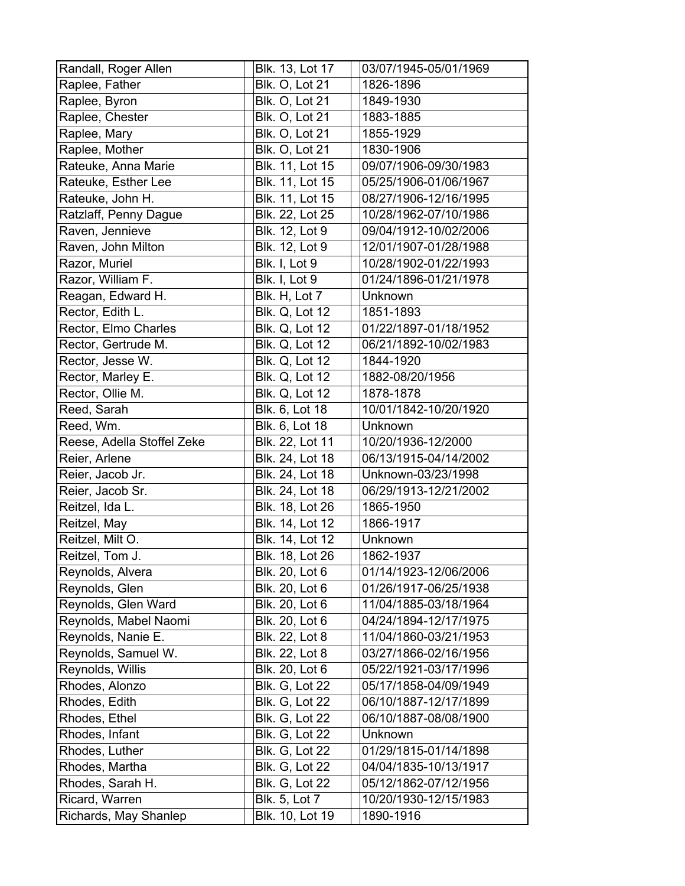| | | |
|---|---|---|
| Randall, Roger Allen | Blk. 13, Lot 17 | 03/07/1945-05/01/1969 |
| Raplee, Father | Blk. O, Lot 21 | 1826-1896 |
| Raplee, Byron | Blk. O, Lot 21 | 1849-1930 |
| Raplee, Chester | Blk. O, Lot 21 | 1883-1885 |
| Raplee, Mary | Blk. O, Lot 21 | 1855-1929 |
| Raplee, Mother | Blk. O, Lot 21 | 1830-1906 |
| Rateuke, Anna Marie | Blk. 11, Lot 15 | 09/07/1906-09/30/1983 |
| Rateuke, Esther Lee | Blk. 11, Lot 15 | 05/25/1906-01/06/1967 |
| Rateuke, John H. | Blk. 11, Lot 15 | 08/27/1906-12/16/1995 |
| Ratzlaff, Penny Dague | Blk. 22, Lot 25 | 10/28/1962-07/10/1986 |
| Raven, Jennieve | Blk. 12, Lot 9 | 09/04/1912-10/02/2006 |
| Raven, John Milton | Blk. 12, Lot 9 | 12/01/1907-01/28/1988 |
| Razor, Muriel | Blk. I, Lot 9 | 10/28/1902-01/22/1993 |
| Razor, William F. | Blk. I, Lot 9 | 01/24/1896-01/21/1978 |
| Reagan, Edward H. | Blk. H, Lot 7 | Unknown |
| Rector, Edith L. | Blk. Q, Lot 12 | 1851-1893 |
| Rector, Elmo Charles | Blk. Q, Lot 12 | 01/22/1897-01/18/1952 |
| Rector, Gertrude M. | Blk. Q, Lot 12 | 06/21/1892-10/02/1983 |
| Rector, Jesse W. | Blk. Q, Lot 12 | 1844-1920 |
| Rector, Marley E. | Blk. Q, Lot 12 | 1882-08/20/1956 |
| Rector, Ollie M. | Blk. Q, Lot 12 | 1878-1878 |
| Reed, Sarah | Blk. 6, Lot 18 | 10/01/1842-10/20/1920 |
| Reed, Wm. | Blk. 6, Lot 18 | Unknown |
| Reese, Adella Stoffel Zeke | Blk. 22, Lot 11 | 10/20/1936-12/2000 |
| Reier, Arlene | Blk. 24, Lot 18 | 06/13/1915-04/14/2002 |
| Reier, Jacob Jr. | Blk. 24, Lot 18 | Unknown-03/23/1998 |
| Reier, Jacob Sr. | Blk. 24, Lot 18 | 06/29/1913-12/21/2002 |
| Reitzel, Ida L. | Blk. 18, Lot 26 | 1865-1950 |
| Reitzel, May | Blk. 14, Lot 12 | 1866-1917 |
| Reitzel, Milt O. | Blk. 14, Lot 12 | Unknown |
| Reitzel, Tom J. | Blk. 18, Lot 26 | 1862-1937 |
| Reynolds, Alvera | Blk. 20, Lot 6 | 01/14/1923-12/06/2006 |
| Reynolds, Glen | Blk. 20, Lot 6 | 01/26/1917-06/25/1938 |
| Reynolds, Glen Ward | Blk. 20, Lot 6 | 11/04/1885-03/18/1964 |
| Reynolds, Mabel Naomi | Blk. 20, Lot 6 | 04/24/1894-12/17/1975 |
| Reynolds, Nanie E. | Blk. 22, Lot 8 | 11/04/1860-03/21/1953 |
| Reynolds, Samuel W. | Blk. 22, Lot 8 | 03/27/1866-02/16/1956 |
| Reynolds, Willis | Blk. 20, Lot 6 | 05/22/1921-03/17/1996 |
| Rhodes, Alonzo | Blk. G, Lot 22 | 05/17/1858-04/09/1949 |
| Rhodes, Edith | Blk. G, Lot 22 | 06/10/1887-12/17/1899 |
| Rhodes, Ethel | Blk. G, Lot 22 | 06/10/1887-08/08/1900 |
| Rhodes, Infant | Blk. G, Lot 22 | Unknown |
| Rhodes, Luther | Blk. G, Lot 22 | 01/29/1815-01/14/1898 |
| Rhodes, Martha | Blk. G, Lot 22 | 04/04/1835-10/13/1917 |
| Rhodes, Sarah H. | Blk. G, Lot 22 | 05/12/1862-07/12/1956 |
| Ricard, Warren | Blk. 5, Lot 7 | 10/20/1930-12/15/1983 |
| Richards, May Shanlep | Blk. 10, Lot 19 | 1890-1916 |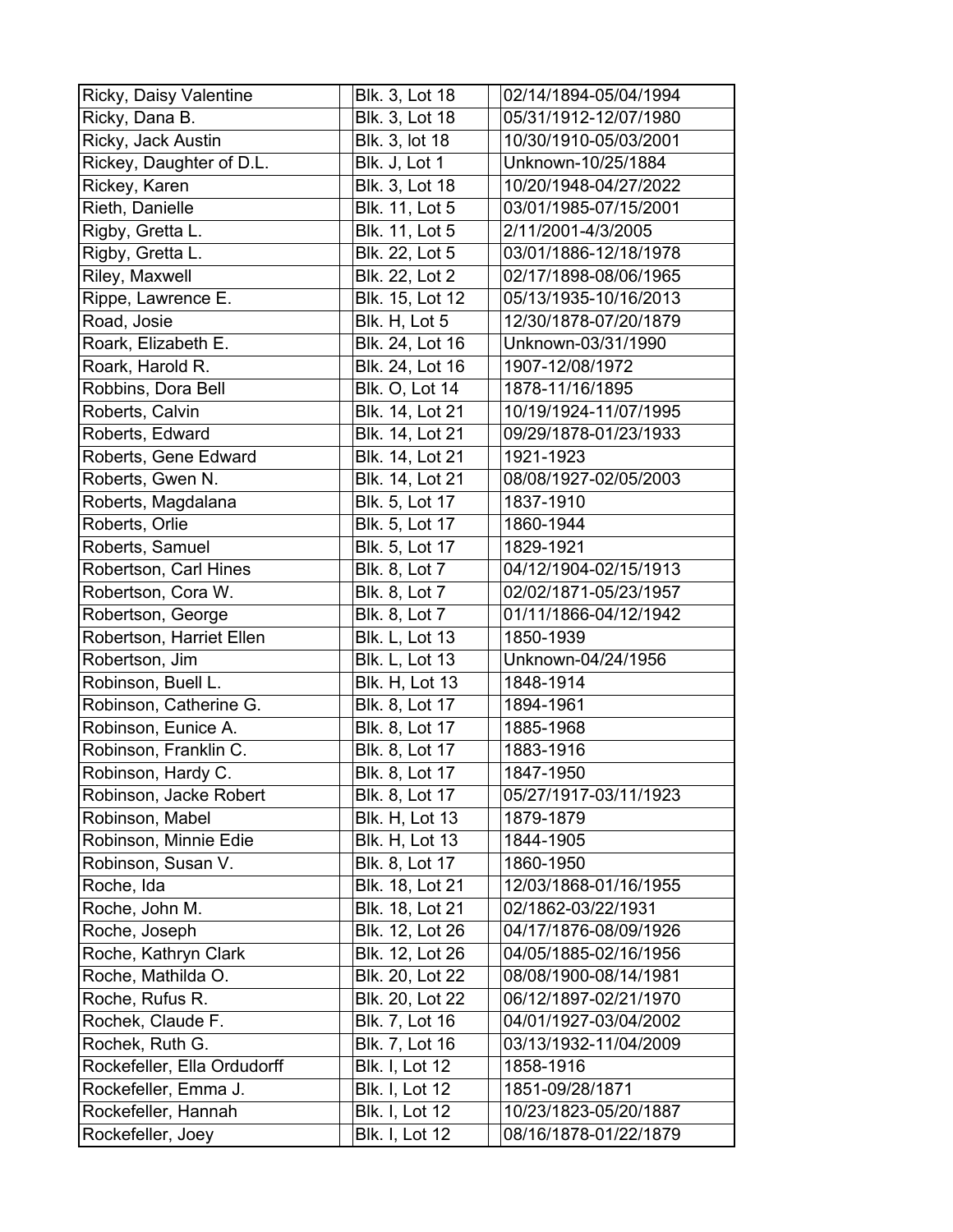| | | |
|---|---|---|
| Ricky, Daisy Valentine | Blk. 3, Lot 18 | 02/14/1894-05/04/1994 |
| Ricky, Dana B. | Blk. 3, Lot 18 | 05/31/1912-12/07/1980 |
| Ricky, Jack Austin | Blk. 3, lot 18 | 10/30/1910-05/03/2001 |
| Rickey, Daughter of D.L. | Blk. J, Lot 1 | Unknown-10/25/1884 |
| Rickey, Karen | Blk. 3, Lot 18 | 10/20/1948-04/27/2022 |
| Rieth, Danielle | Blk. 11, Lot 5 | 03/01/1985-07/15/2001 |
| Rigby, Gretta L. | Blk. 11, Lot 5 | 2/11/2001-4/3/2005 |
| Rigby, Gretta L. | Blk. 22, Lot 5 | 03/01/1886-12/18/1978 |
| Riley, Maxwell | Blk. 22, Lot 2 | 02/17/1898-08/06/1965 |
| Rippe, Lawrence E. | Blk. 15, Lot 12 | 05/13/1935-10/16/2013 |
| Road, Josie | Blk. H, Lot 5 | 12/30/1878-07/20/1879 |
| Roark, Elizabeth E. | Blk. 24, Lot 16 | Unknown-03/31/1990 |
| Roark, Harold R. | Blk. 24, Lot 16 | 1907-12/08/1972 |
| Robbins, Dora Bell | Blk. O, Lot 14 | 1878-11/16/1895 |
| Roberts, Calvin | Blk. 14, Lot 21 | 10/19/1924-11/07/1995 |
| Roberts, Edward | Blk. 14, Lot 21 | 09/29/1878-01/23/1933 |
| Roberts, Gene Edward | Blk. 14, Lot 21 | 1921-1923 |
| Roberts, Gwen N. | Blk. 14, Lot 21 | 08/08/1927-02/05/2003 |
| Roberts, Magdalana | Blk. 5, Lot 17 | 1837-1910 |
| Roberts, Orlie | Blk. 5, Lot 17 | 1860-1944 |
| Roberts, Samuel | Blk. 5, Lot 17 | 1829-1921 |
| Robertson, Carl Hines | Blk. 8, Lot 7 | 04/12/1904-02/15/1913 |
| Robertson, Cora W. | Blk. 8, Lot 7 | 02/02/1871-05/23/1957 |
| Robertson, George | Blk. 8, Lot 7 | 01/11/1866-04/12/1942 |
| Robertson, Harriet Ellen | Blk. L, Lot 13 | 1850-1939 |
| Robertson, Jim | Blk. L, Lot 13 | Unknown-04/24/1956 |
| Robinson, Buell L. | Blk. H, Lot 13 | 1848-1914 |
| Robinson, Catherine G. | Blk. 8, Lot 17 | 1894-1961 |
| Robinson, Eunice A. | Blk. 8, Lot 17 | 1885-1968 |
| Robinson, Franklin C. | Blk. 8, Lot 17 | 1883-1916 |
| Robinson, Hardy C. | Blk. 8, Lot 17 | 1847-1950 |
| Robinson, Jacke Robert | Blk. 8, Lot 17 | 05/27/1917-03/11/1923 |
| Robinson, Mabel | Blk. H, Lot 13 | 1879-1879 |
| Robinson, Minnie Edie | Blk. H, Lot 13 | 1844-1905 |
| Robinson, Susan V. | Blk. 8, Lot 17 | 1860-1950 |
| Roche, Ida | Blk. 18, Lot 21 | 12/03/1868-01/16/1955 |
| Roche, John M. | Blk. 18, Lot 21 | 02/1862-03/22/1931 |
| Roche, Joseph | Blk. 12, Lot 26 | 04/17/1876-08/09/1926 |
| Roche, Kathryn Clark | Blk. 12, Lot 26 | 04/05/1885-02/16/1956 |
| Roche, Mathilda O. | Blk. 20, Lot 22 | 08/08/1900-08/14/1981 |
| Roche, Rufus R. | Blk. 20, Lot 22 | 06/12/1897-02/21/1970 |
| Rochek, Claude F. | Blk. 7, Lot 16 | 04/01/1927-03/04/2002 |
| Rochek, Ruth G. | Blk. 7, Lot 16 | 03/13/1932-11/04/2009 |
| Rockefeller, Ella Ordudorff | Blk. I, Lot 12 | 1858-1916 |
| Rockefeller, Emma J. | Blk. I, Lot 12 | 1851-09/28/1871 |
| Rockefeller, Hannah | Blk. I, Lot 12 | 10/23/1823-05/20/1887 |
| Rockefeller, Joey | Blk. I, Lot 12 | 08/16/1878-01/22/1879 |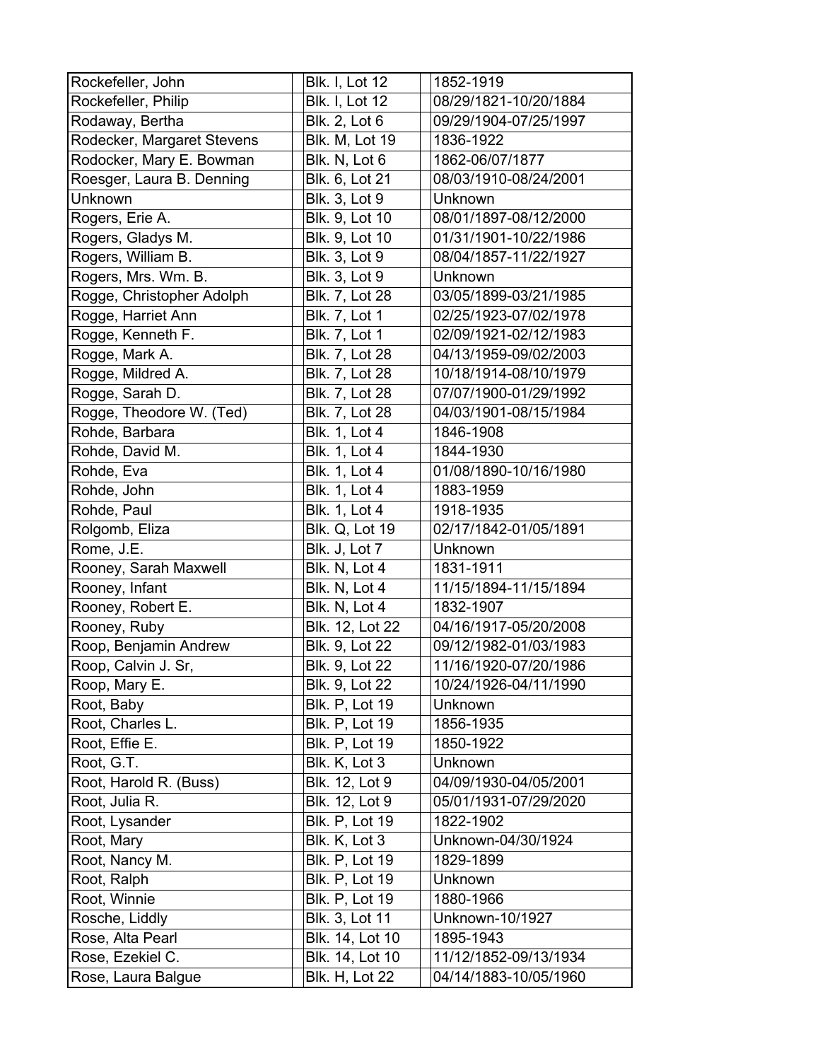| | | |
|---|---|---|
| Rockefeller, John | Blk. I, Lot 12 | 1852-1919 |
| Rockefeller, Philip | Blk. I, Lot 12 | 08/29/1821-10/20/1884 |
| Rodaway, Bertha | Blk. 2, Lot 6 | 09/29/1904-07/25/1997 |
| Rodecker, Margaret Stevens | Blk. M, Lot 19 | 1836-1922 |
| Rodocker, Mary E. Bowman | Blk. N, Lot 6 | 1862-06/07/1877 |
| Roesger, Laura B. Denning | Blk. 6, Lot 21 | 08/03/1910-08/24/2001 |
| Unknown | Blk. 3, Lot 9 | Unknown |
| Rogers, Erie A. | Blk. 9, Lot 10 | 08/01/1897-08/12/2000 |
| Rogers, Gladys M. | Blk. 9, Lot 10 | 01/31/1901-10/22/1986 |
| Rogers, William B. | Blk. 3, Lot 9 | 08/04/1857-11/22/1927 |
| Rogers, Mrs. Wm. B. | Blk. 3, Lot 9 | Unknown |
| Rogge, Christopher Adolph | Blk. 7, Lot 28 | 03/05/1899-03/21/1985 |
| Rogge, Harriet Ann | Blk. 7, Lot 1 | 02/25/1923-07/02/1978 |
| Rogge, Kenneth F. | Blk. 7, Lot 1 | 02/09/1921-02/12/1983 |
| Rogge, Mark A. | Blk. 7, Lot 28 | 04/13/1959-09/02/2003 |
| Rogge, Mildred A. | Blk. 7, Lot 28 | 10/18/1914-08/10/1979 |
| Rogge, Sarah D. | Blk. 7, Lot 28 | 07/07/1900-01/29/1992 |
| Rogge, Theodore W. (Ted) | Blk. 7, Lot 28 | 04/03/1901-08/15/1984 |
| Rohde, Barbara | Blk. 1, Lot 4 | 1846-1908 |
| Rohde, David M. | Blk. 1, Lot 4 | 1844-1930 |
| Rohde, Eva | Blk. 1, Lot 4 | 01/08/1890-10/16/1980 |
| Rohde, John | Blk. 1, Lot 4 | 1883-1959 |
| Rohde, Paul | Blk. 1, Lot 4 | 1918-1935 |
| Rolgomb, Eliza | Blk. Q, Lot 19 | 02/17/1842-01/05/1891 |
| Rome, J.E. | Blk. J, Lot 7 | Unknown |
| Rooney, Sarah Maxwell | Blk. N, Lot 4 | 1831-1911 |
| Rooney, Infant | Blk. N, Lot 4 | 11/15/1894-11/15/1894 |
| Rooney, Robert E. | Blk. N, Lot 4 | 1832-1907 |
| Rooney, Ruby | Blk. 12, Lot 22 | 04/16/1917-05/20/2008 |
| Roop, Benjamin Andrew | Blk. 9, Lot 22 | 09/12/1982-01/03/1983 |
| Roop, Calvin J. Sr, | Blk. 9, Lot 22 | 11/16/1920-07/20/1986 |
| Roop, Mary E. | Blk. 9, Lot 22 | 10/24/1926-04/11/1990 |
| Root, Baby | Blk. P, Lot 19 | Unknown |
| Root, Charles L. | Blk. P, Lot 19 | 1856-1935 |
| Root, Effie E. | Blk. P, Lot 19 | 1850-1922 |
| Root, G.T. | Blk. K, Lot 3 | Unknown |
| Root, Harold R. (Buss) | Blk. 12, Lot 9 | 04/09/1930-04/05/2001 |
| Root, Julia R. | Blk. 12, Lot 9 | 05/01/1931-07/29/2020 |
| Root, Lysander | Blk. P, Lot 19 | 1822-1902 |
| Root, Mary | Blk. K, Lot 3 | Unknown-04/30/1924 |
| Root, Nancy M. | Blk. P, Lot 19 | 1829-1899 |
| Root, Ralph | Blk. P, Lot 19 | Unknown |
| Root, Winnie | Blk. P, Lot 19 | 1880-1966 |
| Rosche, Liddly | Blk. 3, Lot 11 | Unknown-10/1927 |
| Rose, Alta Pearl | Blk. 14, Lot 10 | 1895-1943 |
| Rose, Ezekiel C. | Blk. 14, Lot 10 | 11/12/1852-09/13/1934 |
| Rose, Laura Balgue | Blk. H, Lot 22 | 04/14/1883-10/05/1960 |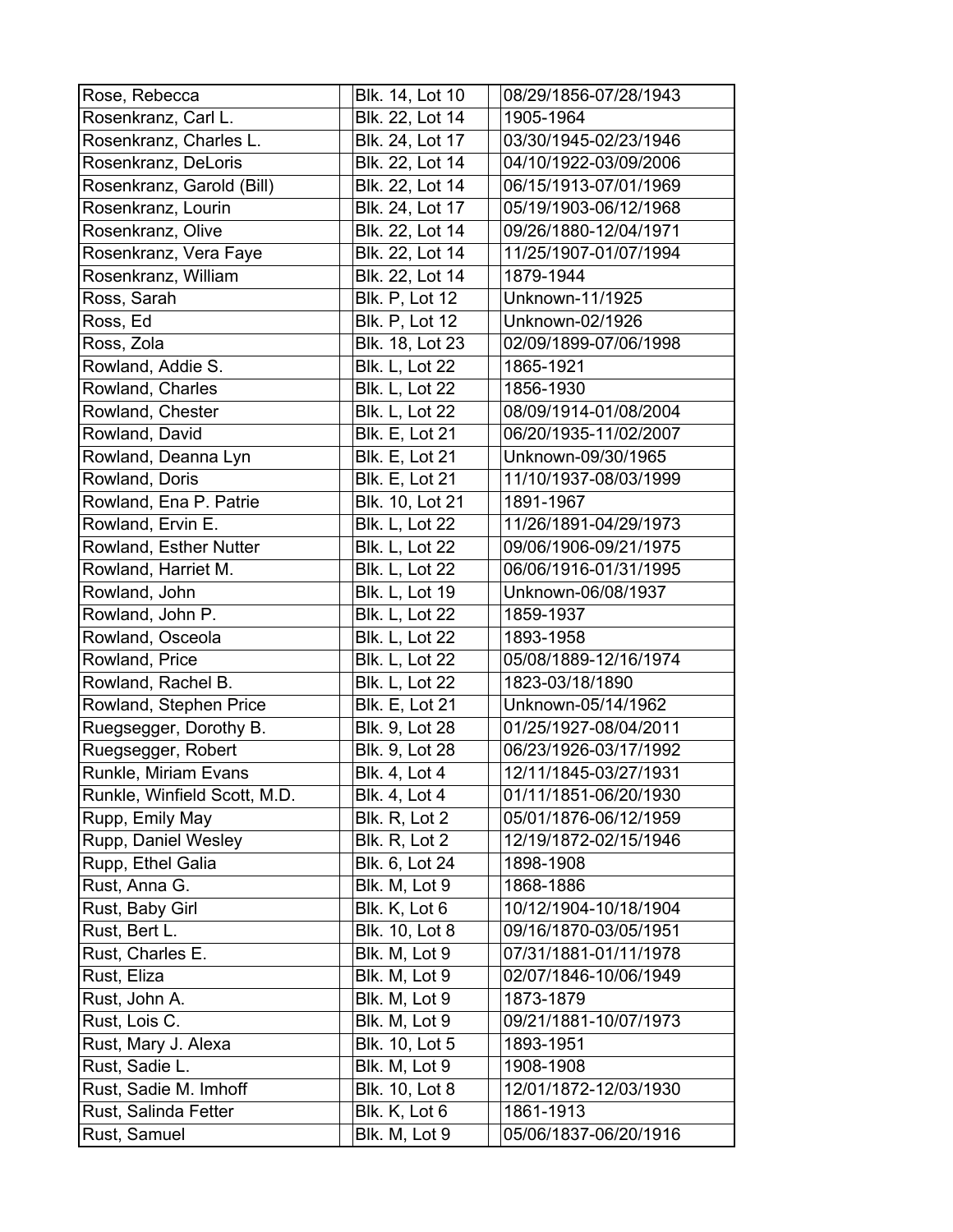| | | |
|---|---|---|
| Rose, Rebecca | Blk. 14, Lot 10 | 08/29/1856-07/28/1943 |
| Rosenkranz, Carl L. | Blk. 22, Lot 14 | 1905-1964 |
| Rosenkranz, Charles L. | Blk. 24, Lot 17 | 03/30/1945-02/23/1946 |
| Rosenkranz, DeLoris | Blk. 22, Lot 14 | 04/10/1922-03/09/2006 |
| Rosenkranz, Garold (Bill) | Blk. 22, Lot 14 | 06/15/1913-07/01/1969 |
| Rosenkranz, Lourin | Blk. 24, Lot 17 | 05/19/1903-06/12/1968 |
| Rosenkranz, Olive | Blk. 22, Lot 14 | 09/26/1880-12/04/1971 |
| Rosenkranz, Vera Faye | Blk. 22, Lot 14 | 11/25/1907-01/07/1994 |
| Rosenkranz, William | Blk. 22, Lot 14 | 1879-1944 |
| Ross, Sarah | Blk. P, Lot 12 | Unknown-11/1925 |
| Ross, Ed | Blk. P, Lot 12 | Unknown-02/1926 |
| Ross, Zola | Blk. 18, Lot 23 | 02/09/1899-07/06/1998 |
| Rowland, Addie S. | Blk. L, Lot 22 | 1865-1921 |
| Rowland, Charles | Blk. L, Lot 22 | 1856-1930 |
| Rowland, Chester | Blk. L, Lot 22 | 08/09/1914-01/08/2004 |
| Rowland, David | Blk. E, Lot 21 | 06/20/1935-11/02/2007 |
| Rowland, Deanna Lyn | Blk. E, Lot 21 | Unknown-09/30/1965 |
| Rowland, Doris | Blk. E, Lot 21 | 11/10/1937-08/03/1999 |
| Rowland, Ena P. Patrie | Blk. 10, Lot 21 | 1891-1967 |
| Rowland, Ervin E. | Blk. L, Lot 22 | 11/26/1891-04/29/1973 |
| Rowland, Esther Nutter | Blk. L, Lot 22 | 09/06/1906-09/21/1975 |
| Rowland, Harriet M. | Blk. L, Lot 22 | 06/06/1916-01/31/1995 |
| Rowland, John | Blk. L, Lot 19 | Unknown-06/08/1937 |
| Rowland, John P. | Blk. L, Lot 22 | 1859-1937 |
| Rowland, Osceola | Blk. L, Lot 22 | 1893-1958 |
| Rowland, Price | Blk. L, Lot 22 | 05/08/1889-12/16/1974 |
| Rowland, Rachel B. | Blk. L, Lot 22 | 1823-03/18/1890 |
| Rowland, Stephen Price | Blk. E, Lot 21 | Unknown-05/14/1962 |
| Ruegsegger, Dorothy B. | Blk. 9, Lot 28 | 01/25/1927-08/04/2011 |
| Ruegsegger, Robert | Blk. 9, Lot 28 | 06/23/1926-03/17/1992 |
| Runkle, Miriam Evans | Blk. 4, Lot 4 | 12/11/1845-03/27/1931 |
| Runkle, Winfield Scott, M.D. | Blk. 4, Lot 4 | 01/11/1851-06/20/1930 |
| Rupp, Emily May | Blk. R, Lot 2 | 05/01/1876-06/12/1959 |
| Rupp, Daniel Wesley | Blk. R, Lot 2 | 12/19/1872-02/15/1946 |
| Rupp, Ethel Galia | Blk. 6, Lot 24 | 1898-1908 |
| Rust, Anna G. | Blk. M, Lot 9 | 1868-1886 |
| Rust, Baby Girl | Blk. K, Lot 6 | 10/12/1904-10/18/1904 |
| Rust, Bert L. | Blk. 10, Lot 8 | 09/16/1870-03/05/1951 |
| Rust, Charles E. | Blk. M, Lot 9 | 07/31/1881-01/11/1978 |
| Rust, Eliza | Blk. M, Lot 9 | 02/07/1846-10/06/1949 |
| Rust, John A. | Blk. M, Lot 9 | 1873-1879 |
| Rust, Lois C. | Blk. M, Lot 9 | 09/21/1881-10/07/1973 |
| Rust, Mary J. Alexa | Blk. 10, Lot 5 | 1893-1951 |
| Rust, Sadie L. | Blk. M, Lot 9 | 1908-1908 |
| Rust, Sadie M. Imhoff | Blk. 10, Lot 8 | 12/01/1872-12/03/1930 |
| Rust, Salinda Fetter | Blk. K, Lot 6 | 1861-1913 |
| Rust, Samuel | Blk. M, Lot 9 | 05/06/1837-06/20/1916 |